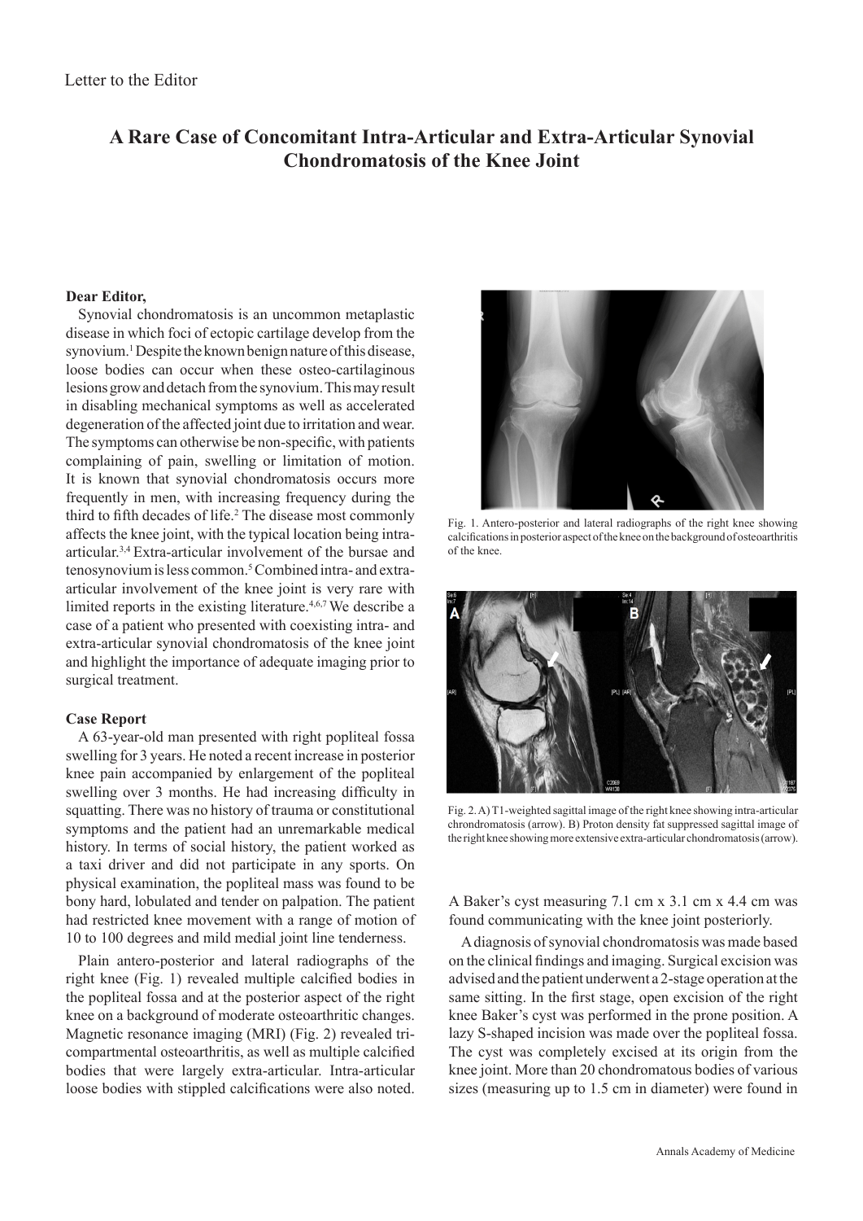Letter to the Editor

# A Rare Case of Concomitant Intra-Articular and Extra-Articular Synovial Chondromatosis of the Knee Joint

**Dear Editor,**

Synovial chondromatosis is an uncommon metaplastic disease in which foci of ectopic cartilage develop from the synovium.[1] Despite the known benign nature of this disease, loose bodies can occur when these osteo-cartilaginous lesions grow and detach from the synovium. This may result in disabling mechanical symptoms as well as accelerated degeneration of the affected joint due to irritation and wear. The symptoms can otherwise be non-specific, with patients complaining of pain, swelling or limitation of motion. It is known that synovial chondromatosis occurs more frequently in men, with increasing frequency during the third to fifth decades of life.[2] The disease most commonly affects the knee joint, with the typical location being intra-articular.[3,4] Extra-articular involvement of the bursae and tenosynovium is less common.[5] Combined intra- and extra-articular involvement of the knee joint is very rare with limited reports in the existing literature.[4,6,7] We describe a case of a patient who presented with coexisting intra- and extra-articular synovial chondromatosis of the knee joint and highlight the importance of adequate imaging prior to surgical treatment.

**Case Report**

A 63-year-old man presented with right popliteal fossa swelling for 3 years. He noted a recent increase in posterior knee pain accompanied by enlargement of the popliteal swelling over 3 months. He had increasing difficulty in squatting. There was no history of trauma or constitutional symptoms and the patient had an unremarkable medical history. In terms of social history, the patient worked as a taxi driver and did not participate in any sports. On physical examination, the popliteal mass was found to be bony hard, lobulated and tender on palpation. The patient had restricted knee movement with a range of motion of 10 to 100 degrees and mild medial joint line tenderness.

Plain antero-posterior and lateral radiographs of the right knee (Fig. 1) revealed multiple calcified bodies in the popliteal fossa and at the posterior aspect of the right knee on a background of moderate osteoarthritic changes. Magnetic resonance imaging (MRI) (Fig. 2) revealed tri-compartmental osteoarthritis, as well as multiple calcified bodies that were largely extra-articular. Intra-articular loose bodies with stippled calcifications were also noted.

Fig. 1. Antero-posterior and lateral radiographs of the right knee showing calcifications in posterior aspect of the knee on the background of osteoarthritis of the knee.

Fig. 2. A) T1-weighted sagittal image of the right knee showing intra-articular chrondromatosis (arrow). B) Proton density fat suppressed sagittal image of the right knee showing more extensive extra-articular chondromatosis (arrow).

A Baker's cyst measuring 7.1 cm x 3.1 cm x 4.4 cm was found communicating with the knee joint posteriorly.

A diagnosis of synovial chondromatosis was made based on the clinical findings and imaging. Surgical excision was advised and the patient underwent a 2-stage operation at the same sitting. In the first stage, open excision of the right knee Baker's cyst was performed in the prone position. A lazy S-shaped incision was made over the popliteal fossa. The cyst was completely excised at its origin from the knee joint. More than 20 chondromatous bodies of various sizes (measuring up to 1.5 cm in diameter) were found in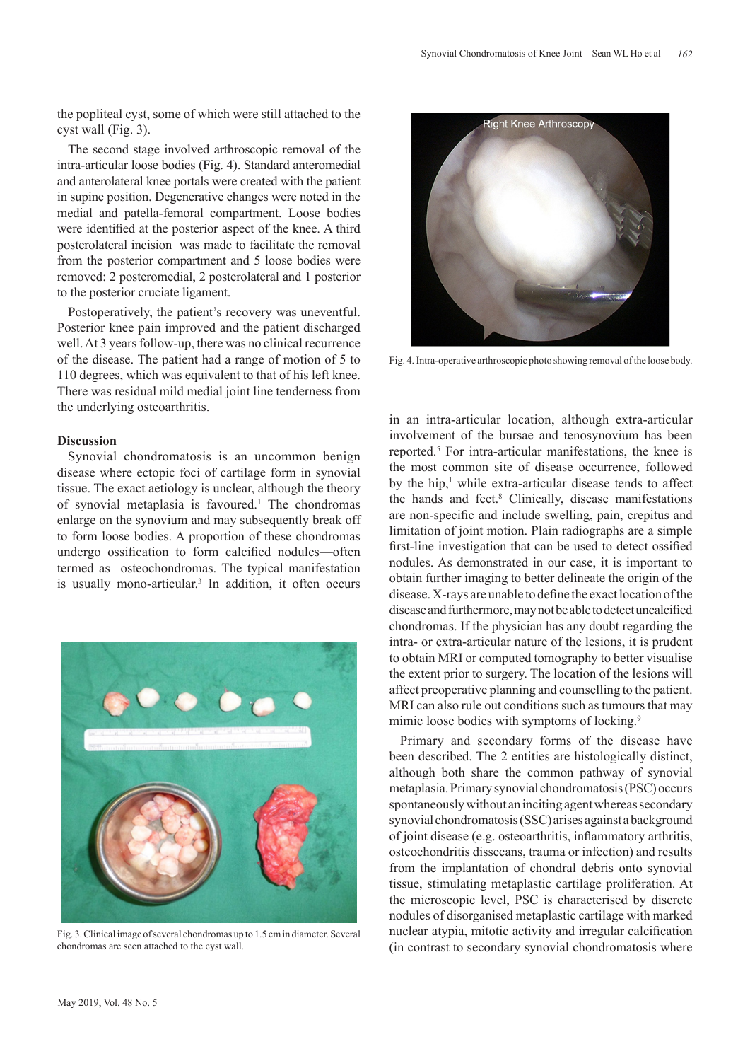the popliteal cyst, some of which were still attached to the cyst wall (Fig. 3).

The second stage involved arthroscopic removal of the intra-articular loose bodies (Fig. 4). Standard anteromedial and anterolateral knee portals were created with the patient in supine position. Degenerative changes were noted in the medial and patella-femoral compartment. Loose bodies were identified at the posterior aspect of the knee. A third posterolateral incision was made to facilitate the removal from the posterior compartment and 5 loose bodies were removed: 2 posteromedial, 2 posterolateral and 1 posterior to the posterior cruciate ligament.

Postoperatively, the patient's recovery was uneventful. Posterior knee pain improved and the patient discharged well. At 3 years follow-up, there was no clinical recurrence of the disease. The patient had a range of motion of 5 to 110 degrees, which was equivalent to that of his left knee. There was residual mild medial joint line tenderness from the underlying osteoarthritis.

### Discussion

Synovial chondromatosis is an uncommon benign disease where ectopic foci of cartilage form in synovial tissue. The exact aetiology is unclear, although the theory of synovial metaplasia is favoured.[1] The chondromas enlarge on the synovium and may subsequently break off to form loose bodies. A proportion of these chondromas undergo ossification to form calcified nodules—often termed as osteochondromas. The typical manifestation is usually mono-articular.[3] In addition, it often occurs in an intra-articular location, although extra-articular involvement of the bursae and tenosynovium has been reported.[5] For intra-articular manifestations, the knee is the most common site of disease occurrence, followed by the hip,[1] while extra-articular disease tends to affect the hands and feet.[8] Clinically, disease manifestations are non-specific and include swelling, pain, crepitus and limitation of joint motion. Plain radiographs are a simple first-line investigation that can be used to detect ossified nodules. As demonstrated in our case, it is important to obtain further imaging to better delineate the origin of the disease. X-rays are unable to define the exact location of the disease and furthermore, may not be able to detect uncalcified chondromas. If the physician has any doubt regarding the intra- or extra-articular nature of the lesions, it is prudent to obtain MRI or computed tomography to better visualise the extent prior to surgery. The location of the lesions will affect preoperative planning and counselling to the patient. MRI can also rule out conditions such as tumours that may mimic loose bodies with symptoms of locking.[9]

Fig. 3. Clinical image of several chondromas up to 1.5 cm in diameter. Several chondromas are seen attached to the cyst wall.

Fig. 4. Intra-operative arthroscopic photo showing removal of the loose body.

Primary and secondary forms of the disease have been described. The 2 entities are histologically distinct, although both share the common pathway of synovial metaplasia. Primary synovial chondromatosis (PSC) occurs spontaneously without an inciting agent whereas secondary synovial chondromatosis (SSC) arises against a background of joint disease (e.g. osteoarthritis, inflammatory arthritis, osteochondritis dissecans, trauma or infection) and results from the implantation of chondral debris onto synovial tissue, stimulating metaplastic cartilage proliferation. At the microscopic level, PSC is characterised by discrete nodules of disorganised metaplastic cartilage with marked nuclear atypia, mitotic activity and irregular calcification (in contrast to secondary synovial chondromatosis where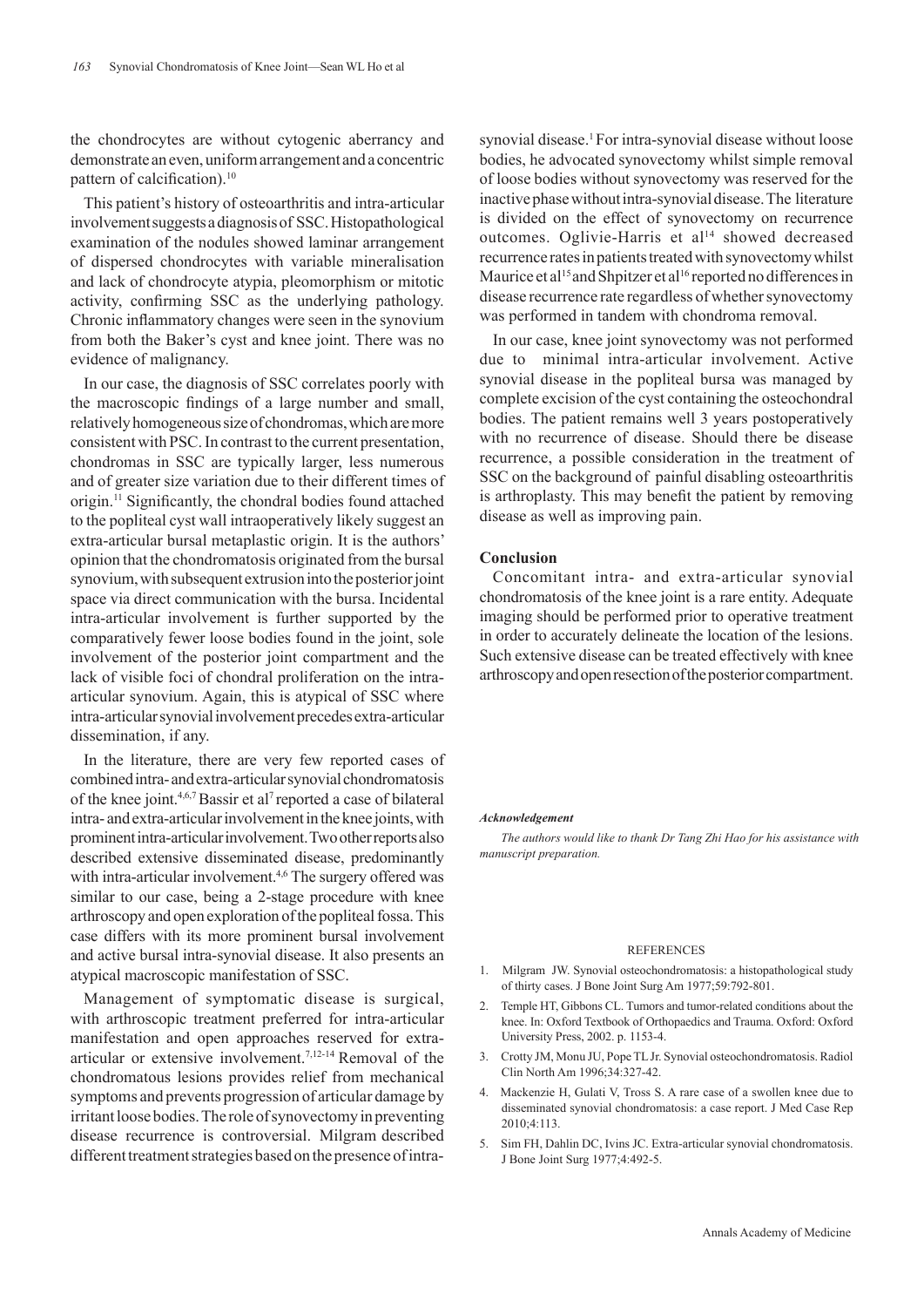the chondrocytes are without cytogenic aberrancy and demonstrate an even, uniform arrangement and a concentric pattern of calcification).[10]

This patient's history of osteoarthritis and intra-articular involvement suggests a diagnosis of SSC. Histopathological examination of the nodules showed laminar arrangement of dispersed chondrocytes with variable mineralisation and lack of chondrocyte atypia, pleomorphism or mitotic activity, confirming SSC as the underlying pathology. Chronic inflammatory changes were seen in the synovium from both the Baker's cyst and knee joint. There was no evidence of malignancy.

In our case, the diagnosis of SSC correlates poorly with the macroscopic findings of a large number and small, relatively homogeneous size of chondromas, which are more consistent with PSC. In contrast to the current presentation, chondromas in SSC are typically larger, less numerous and of greater size variation due to their different times of origin.[11] Significantly, the chondral bodies found attached to the popliteal cyst wall intraoperatively likely suggest an extra-articular bursal metaplastic origin. It is the authors' opinion that the chondromatosis originated from the bursal synovium, with subsequent extrusion into the posterior joint space via direct communication with the bursa. Incidental intra-articular involvement is further supported by the comparatively fewer loose bodies found in the joint, sole involvement of the posterior joint compartment and the lack of visible foci of chondral proliferation on the intra-articular synovium. Again, this is atypical of SSC where intra-articular synovial involvement precedes extra-articular dissemination, if any.

In the literature, there are very few reported cases of combined intra- and extra-articular synovial chondromatosis of the knee joint.[4,6,7] Bassir et al[7] reported a case of bilateral intra- and extra-articular involvement in the knee joints, with prominent intra-articular involvement. Two other reports also described extensive disseminated disease, predominantly with intra-articular involvement.[4,6] The surgery offered was similar to our case, being a 2-stage procedure with knee arthroscopy and open exploration of the popliteal fossa. This case differs with its more prominent bursal involvement and active bursal intra-synovial disease. It also presents an atypical macroscopic manifestation of SSC.

Management of symptomatic disease is surgical, with arthroscopic treatment preferred for intra-articular manifestation and open approaches reserved for extra-articular or extensive involvement.[7,12-14] Removal of the chondromatous lesions provides relief from mechanical symptoms and prevents progression of articular damage by irritant loose bodies. The role of synovectomy in preventing disease recurrence is controversial. Milgram described different treatment strategies based on the presence of intra-synovial disease.[1] For intra-synovial disease without loose bodies, he advocated synovectomy whilst simple removal of loose bodies without synovectomy was reserved for the inactive phase without intra-synovial disease. The literature is divided on the effect of synovectomy on recurrence outcomes. Oglivie-Harris et al[14] showed decreased recurrence rates in patients treated with synovectomy whilst Maurice et al[15] and Shpitzer et al[16] reported no differences in disease recurrence rate regardless of whether synovectomy was performed in tandem with chondroma removal.

In our case, knee joint synovectomy was not performed due to minimal intra-articular involvement. Active synovial disease in the popliteal bursa was managed by complete excision of the cyst containing the osteochondral bodies. The patient remains well 3 years postoperatively with no recurrence of disease. Should there be disease recurrence, a possible consideration in the treatment of SSC on the background of painful disabling osteoarthritis is arthroplasty. This may benefit the patient by removing disease as well as improving pain.

## Conclusion

Concomitant intra- and extra-articular synovial chondromatosis of the knee joint is a rare entity. Adequate imaging should be performed prior to operative treatment in order to accurately delineate the location of the lesions. Such extensive disease can be treated effectively with knee arthroscopy and open resection of the posterior compartment.

***Acknowledgement***

*The authors would like to thank Dr Tang Zhi Hao for his assistance with manuscript preparation.*

### REFERENCES

1. Milgram JW. Synovial osteochondromatosis: a histopathological study of thirty cases. J Bone Joint Surg Am 1977;59:792-801.
2. Temple HT, Gibbons CL. Tumors and tumor-related conditions about the knee. In: Oxford Textbook of Orthopaedics and Trauma. Oxford: Oxford University Press, 2002. p. 1153-4.
3. Crotty JM, Monu JU, Pope TL Jr. Synovial osteochondromatosis. Radiol Clin North Am 1996;34:327-42.
4. Mackenzie H, Gulati V, Tross S. A rare case of a swollen knee due to disseminated synovial chondromatosis: a case report. J Med Case Rep 2010;4:113.
5. Sim FH, Dahlin DC, Ivins JC. Extra-articular synovial chondromatosis. J Bone Joint Surg 1977;4:492-5.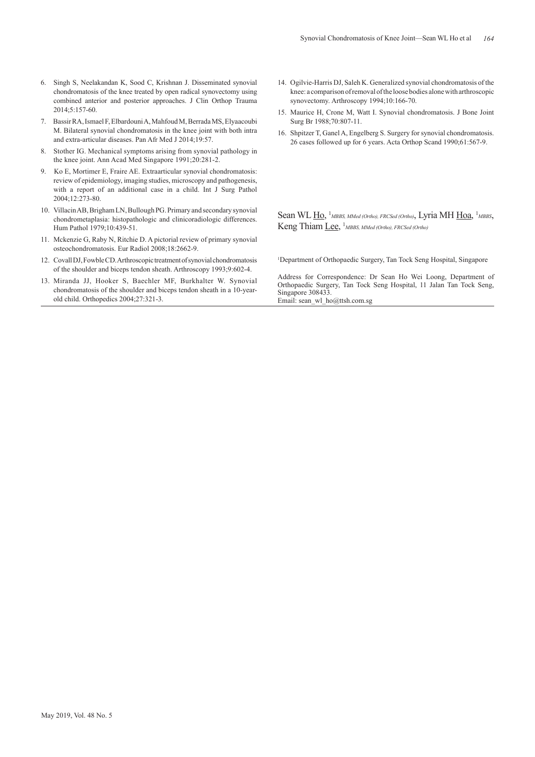6. Singh S, Neelakandan K, Sood C, Krishnan J. Disseminated synovial chondromatosis of the knee treated by open radical synovectomy using combined anterior and posterior approaches. J Clin Orthop Trauma 2014;5:157-60.
7. Bassir RA, Ismael F, Elbardouni A, Mahfoud M, Berrada MS, Elyaacoubi M. Bilateral synovial chondromatosis in the knee joint with both intra and extra-articular diseases. Pan Afr Med J 2014;19:57.
8. Stother IG. Mechanical symptoms arising from synovial pathology in the knee joint. Ann Acad Med Singapore 1991;20:281-2.
9. Ko E, Mortimer E, Fraire AE. Extraarticular synovial chondromatosis: review of epidemiology, imaging studies, microscopy and pathogenesis, with a report of an additional case in a child. Int J Surg Pathol 2004;12:273-80.
10. Villacin AB, Brigham LN, Bullough PG. Primary and secondary synovial chondrometaplasia: histopathologic and clinicoradiologic differences. Hum Pathol 1979;10:439-51.
11. Mckenzie G, Raby N, Ritchie D. A pictorial review of primary synovial osteochondromatosis. Eur Radiol 2008;18:2662-9.
12. Covall DJ, Fowble CD. Arthroscopic treatment of synovial chondromatosis of the shoulder and biceps tendon sheath. Arthroscopy 1993;9:602-4.
13. Miranda JJ, Hooker S, Baechler MF, Burkhalter W. Synovial chondromatosis of the shoulder and biceps tendon sheath in a 10-year-old child. Orthopedics 2004;27:321-3.
14. Ogilvie-Harris DJ, Saleh K. Generalized synovial chondromatosis of the knee: a comparison of removal of the loose bodies alone with arthroscopic synovectomy. Arthroscopy 1994;10:166-70.
15. Maurice H, Crone M, Watt I. Synovial chondromatosis. J Bone Joint Surg Br 1988;70:807-11.
16. Shpitzer T, Ganel A, Engelberg S. Surgery for synovial chondromatosis. 26 cases followed up for 6 years. Acta Orthop Scand 1990;61:567-9.

Sean WL Ho, [1]*MBBS, MMed (Ortho), FRCSed (Ortho)*, Lyria MH Hoa, [1]*MBBS*, Keng Thiam Lee, [1]*MBBS, MMed (Ortho), FRCSed (Ortho)*

[1]Department of Orthopaedic Surgery, Tan Tock Seng Hospital, Singapore

Address for Correspondence: Dr Sean Ho Wei Loong, Department of Orthopaedic Surgery, Tan Tock Seng Hospital, 11 Jalan Tan Tock Seng, Singapore 308433.
Email: sean_wl_ho@ttsh.com.sg